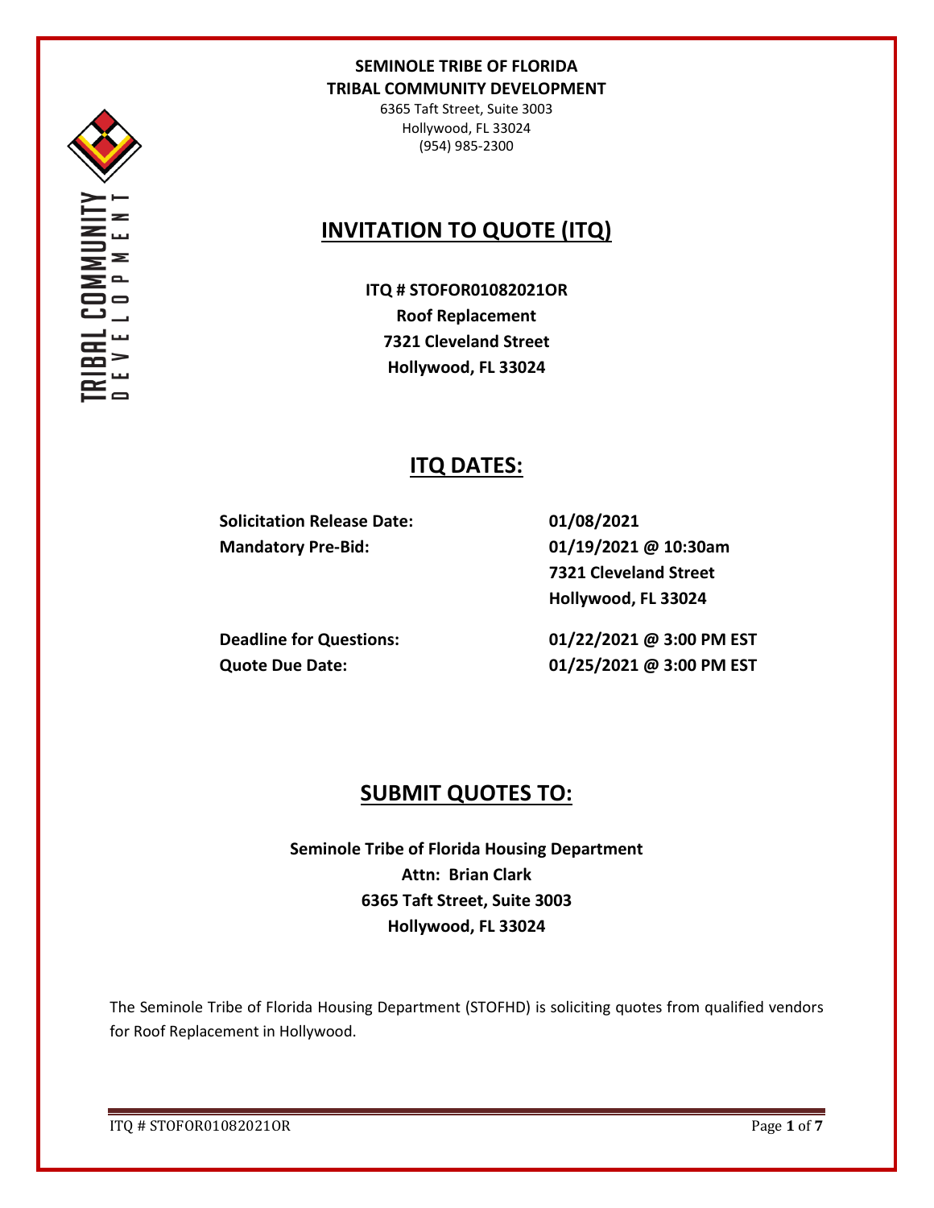**SEMINOLE TRIBE OF FLORIDA**
**TRIBAL COMMUNITY DEVELOPMENT**
6365 Taft Street, Suite 3003
Hollywood, FL 33024
(954) 985-2300

# INVITATION TO QUOTE (ITQ)

**ITQ # STOFOR01082021OR**
**Roof Replacement**
**7321 Cleveland Street**
**Hollywood, FL 33024**

## ITQ DATES:

| | |
|---|---|
| **Solicitation Release Date:** | **01/08/2021** |
| **Mandatory Pre-Bid:** | **01/19/2021 @ 10:30am**<br>**7321 Cleveland Street**<br>**Hollywood, FL 33024** |
| **Deadline for Questions:** | **01/22/2021 @ 3:00 PM EST** |
| **Quote Due Date:** | **01/25/2021 @ 3:00 PM EST** |

## SUBMIT QUOTES TO:

**Seminole Tribe of Florida Housing Department**
**Attn: Brian Clark**
**6365 Taft Street, Suite 3003**
**Hollywood, FL 33024**

The Seminole Tribe of Florida Housing Department (STOFHD) is soliciting quotes from qualified vendors for Roof Replacement in Hollywood.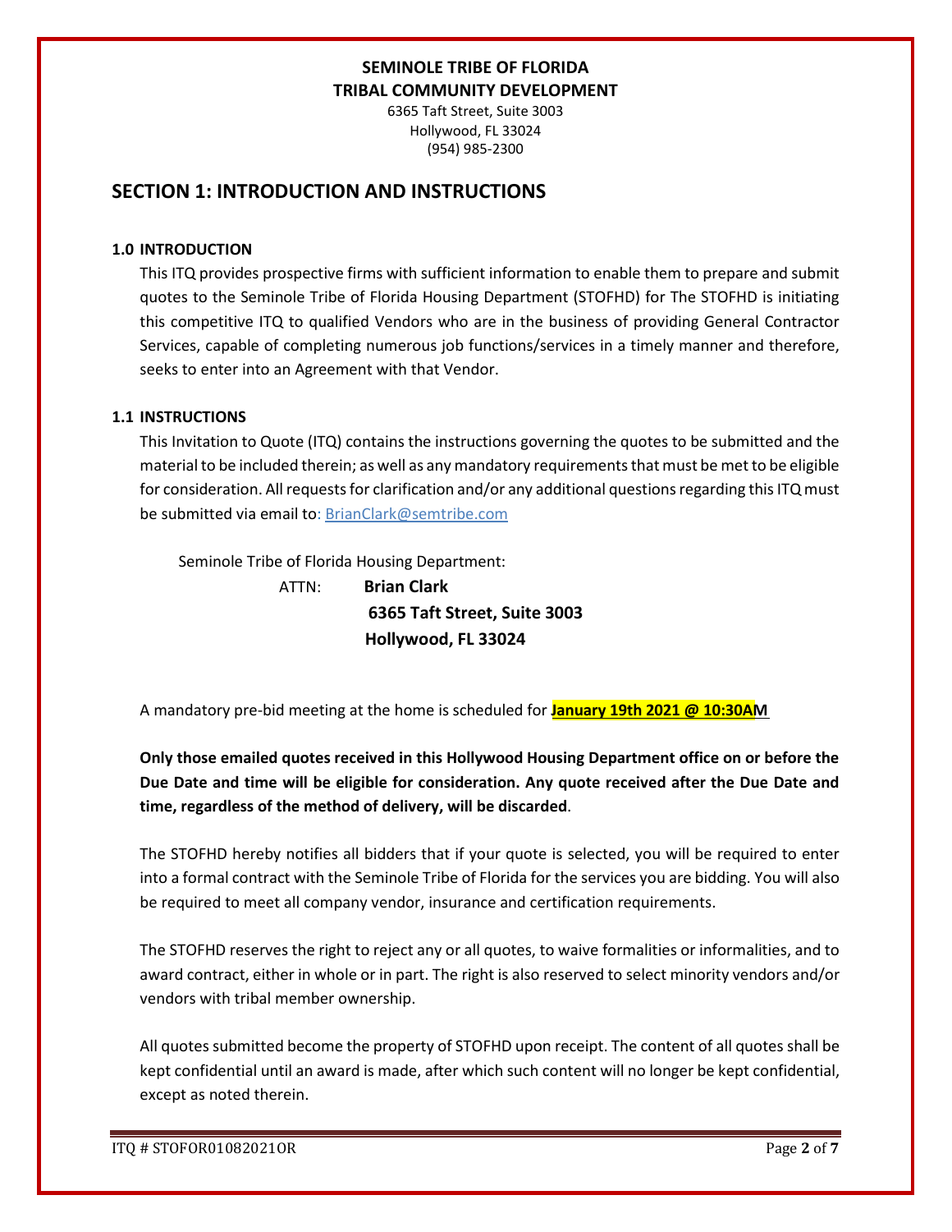**SEMINOLE TRIBE OF FLORIDA**
**TRIBAL COMMUNITY DEVELOPMENT**
6365 Taft Street, Suite 3003
Hollywood, FL 33024
(954) 985-2300

## SECTION 1: INTRODUCTION AND INSTRUCTIONS

### 1.0 INTRODUCTION

This ITQ provides prospective firms with sufficient information to enable them to prepare and submit quotes to the Seminole Tribe of Florida Housing Department (STOFHD) for The STOFHD is initiating this competitive ITQ to qualified Vendors who are in the business of providing General Contractor Services, capable of completing numerous job functions/services in a timely manner and therefore, seeks to enter into an Agreement with that Vendor.

### 1.1 INSTRUCTIONS

This Invitation to Quote (ITQ) contains the instructions governing the quotes to be submitted and the material to be included therein; as well as any mandatory requirements that must be met to be eligible for consideration. All requests for clarification and/or any additional questions regarding this ITQ must be submitted via email to: BrianClark@semtribe.com

Seminole Tribe of Florida Housing Department:

ATTN: **Brian Clark**
**6365 Taft Street, Suite 3003**
**Hollywood, FL 33024**

A mandatory pre-bid meeting at the home is scheduled for **January 19th 2021 @ 10:30AM**

**Only those emailed quotes received in this Hollywood Housing Department office on or before the Due Date and time will be eligible for consideration. Any quote received after the Due Date and time, regardless of the method of delivery, will be discarded**.

The STOFHD hereby notifies all bidders that if your quote is selected, you will be required to enter into a formal contract with the Seminole Tribe of Florida for the services you are bidding. You will also be required to meet all company vendor, insurance and certification requirements.

The STOFHD reserves the right to reject any or all quotes, to waive formalities or informalities, and to award contract, either in whole or in part. The right is also reserved to select minority vendors and/or vendors with tribal member ownership.

All quotes submitted become the property of STOFHD upon receipt. The content of all quotes shall be kept confidential until an award is made, after which such content will no longer be kept confidential, except as noted therein.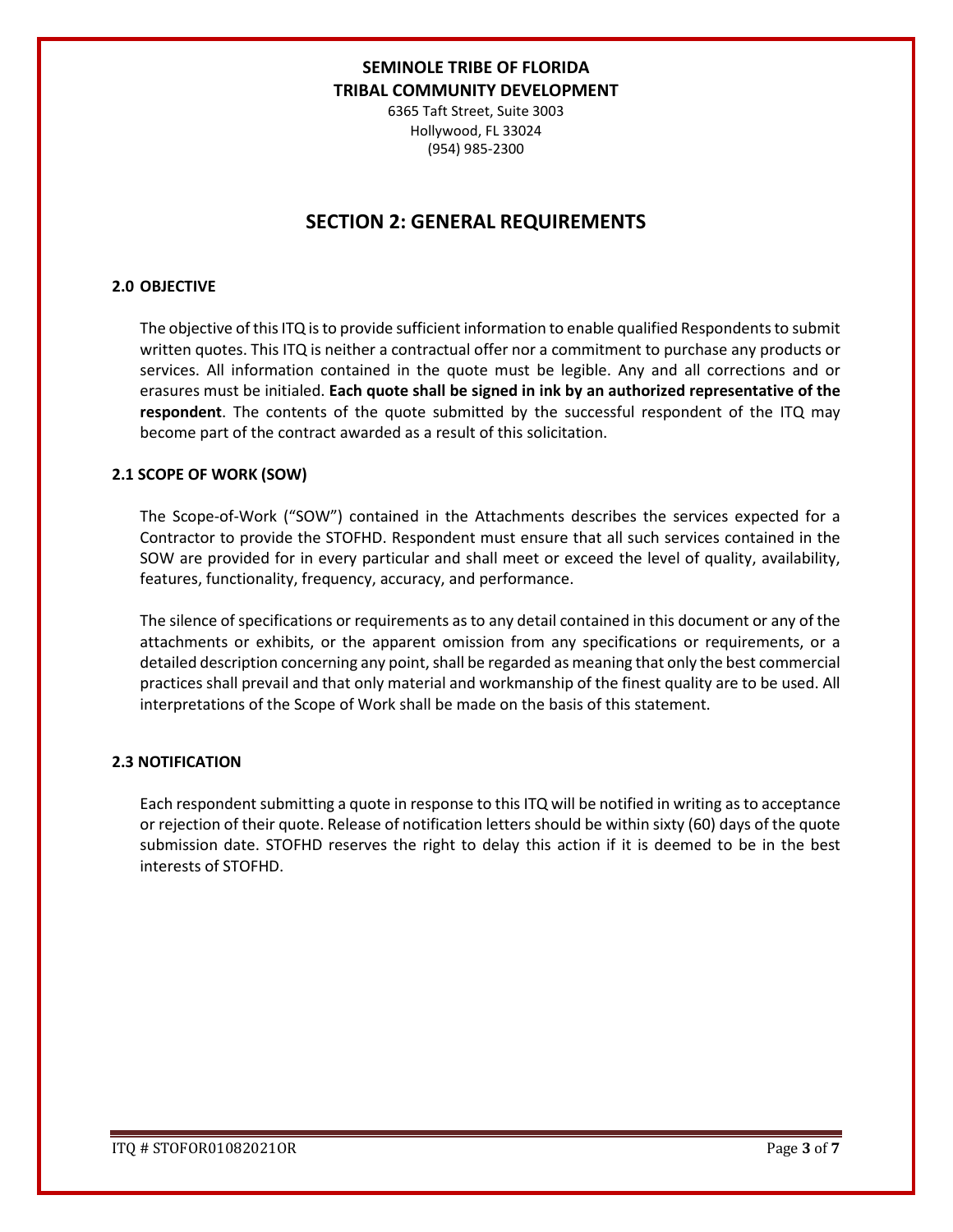**SEMINOLE TRIBE OF FLORIDA**
**TRIBAL COMMUNITY DEVELOPMENT**
6365 Taft Street, Suite 3003
Hollywood, FL 33024
(954) 985-2300

# SECTION 2: GENERAL REQUIREMENTS

### 2.0 OBJECTIVE

The objective of this ITQ is to provide sufficient information to enable qualified Respondents to submit written quotes. This ITQ is neither a contractual offer nor a commitment to purchase any products or services. All information contained in the quote must be legible. Any and all corrections and or erasures must be initialed. **Each quote shall be signed in ink by an authorized representative of the respondent**. The contents of the quote submitted by the successful respondent of the ITQ may become part of the contract awarded as a result of this solicitation.

### 2.1 SCOPE OF WORK (SOW)

The Scope-of-Work ("SOW") contained in the Attachments describes the services expected for a Contractor to provide the STOFHD. Respondent must ensure that all such services contained in the SOW are provided for in every particular and shall meet or exceed the level of quality, availability, features, functionality, frequency, accuracy, and performance.

The silence of specifications or requirements as to any detail contained in this document or any of the attachments or exhibits, or the apparent omission from any specifications or requirements, or a detailed description concerning any point, shall be regarded as meaning that only the best commercial practices shall prevail and that only material and workmanship of the finest quality are to be used. All interpretations of the Scope of Work shall be made on the basis of this statement.

### 2.3 NOTIFICATION

Each respondent submitting a quote in response to this ITQ will be notified in writing as to acceptance or rejection of their quote. Release of notification letters should be within sixty (60) days of the quote submission date. STOFHD reserves the right to delay this action if it is deemed to be in the best interests of STOFHD.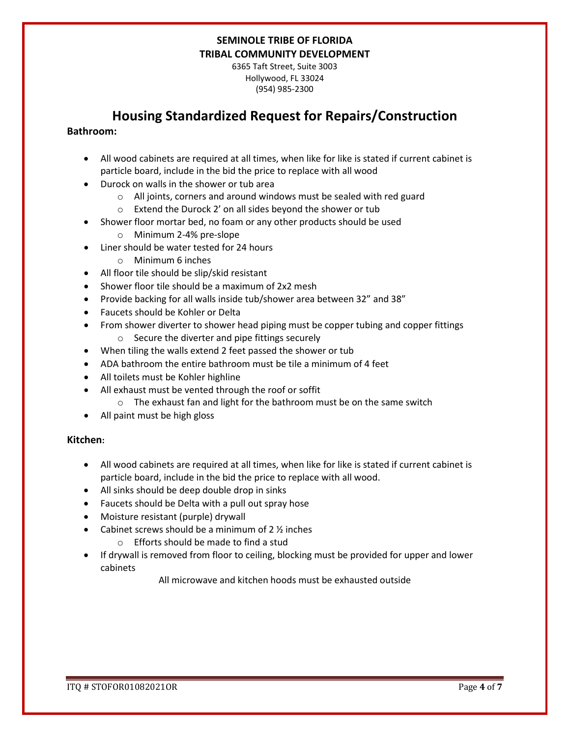**SEMINOLE TRIBE OF FLORIDA**
**TRIBAL COMMUNITY DEVELOPMENT**

6365 Taft Street, Suite 3003
Hollywood, FL 33024
(954) 985-2300

# Housing Standardized Request for Repairs/Construction

**Bathroom:**

- All wood cabinets are required at all times, when like for like is stated if current cabinet is particle board, include in the bid the price to replace with all wood
- Durock on walls in the shower or tub area
  - All joints, corners and around windows must be sealed with red guard
  - Extend the Durock 2' on all sides beyond the shower or tub
- Shower floor mortar bed, no foam or any other products should be used
  - Minimum 2-4% pre-slope
- Liner should be water tested for 24 hours
  - Minimum 6 inches
- All floor tile should be slip/skid resistant
- Shower floor tile should be a maximum of 2x2 mesh
- Provide backing for all walls inside tub/shower area between 32" and 38"
- Faucets should be Kohler or Delta
- From shower diverter to shower head piping must be copper tubing and copper fittings
  - Secure the diverter and pipe fittings securely
- When tiling the walls extend 2 feet passed the shower or tub
- ADA bathroom the entire bathroom must be tile a minimum of 4 feet
- All toilets must be Kohler highline
- All exhaust must be vented through the roof or soffit
  - The exhaust fan and light for the bathroom must be on the same switch
- All paint must be high gloss

**Kitchen:**

- All wood cabinets are required at all times, when like for like is stated if current cabinet is particle board, include in the bid the price to replace with all wood.
- All sinks should be deep double drop in sinks
- Faucets should be Delta with a pull out spray hose
- Moisture resistant (purple) drywall
- Cabinet screws should be a minimum of 2 ½ inches
  - Efforts should be made to find a stud
- If drywall is removed from floor to ceiling, blocking must be provided for upper and lower cabinets

All microwave and kitchen hoods must be exhausted outside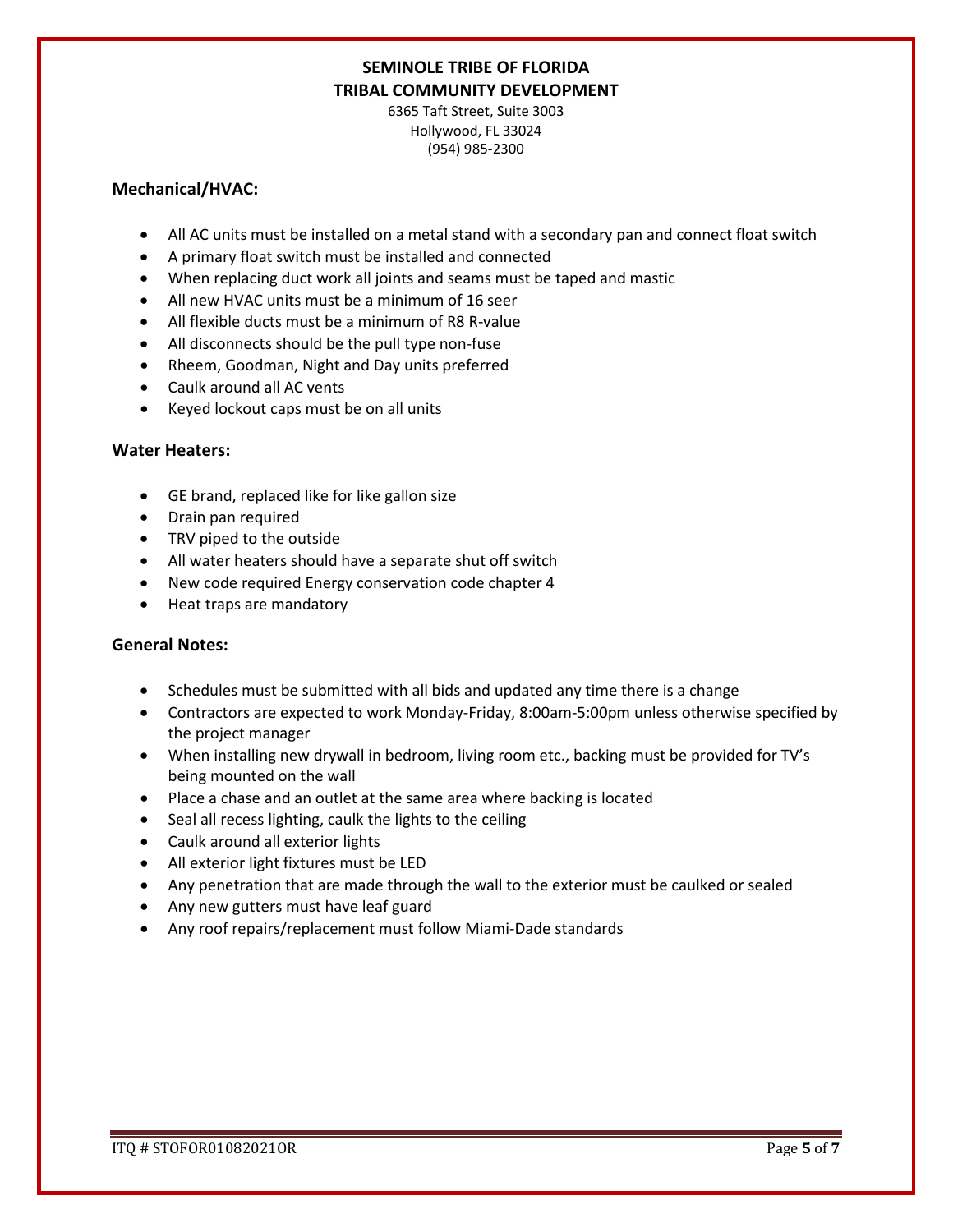**SEMINOLE TRIBE OF FLORIDA**
**TRIBAL COMMUNITY DEVELOPMENT**
6365 Taft Street, Suite 3003
Hollywood, FL 33024
(954) 985-2300

### Mechanical/HVAC:

- All AC units must be installed on a metal stand with a secondary pan and connect float switch
- A primary float switch must be installed and connected
- When replacing duct work all joints and seams must be taped and mastic
- All new HVAC units must be a minimum of 16 seer
- All flexible ducts must be a minimum of R8 R-value
- All disconnects should be the pull type non-fuse
- Rheem, Goodman, Night and Day units preferred
- Caulk around all AC vents
- Keyed lockout caps must be on all units

### Water Heaters:

- GE brand, replaced like for like gallon size
- Drain pan required
- TRV piped to the outside
- All water heaters should have a separate shut off switch
- New code required Energy conservation code chapter 4
- Heat traps are mandatory

### General Notes:

- Schedules must be submitted with all bids and updated any time there is a change
- Contractors are expected to work Monday-Friday, 8:00am-5:00pm unless otherwise specified by the project manager
- When installing new drywall in bedroom, living room etc., backing must be provided for TV's being mounted on the wall
- Place a chase and an outlet at the same area where backing is located
- Seal all recess lighting, caulk the lights to the ceiling
- Caulk around all exterior lights
- All exterior light fixtures must be LED
- Any penetration that are made through the wall to the exterior must be caulked or sealed
- Any new gutters must have leaf guard
- Any roof repairs/replacement must follow Miami-Dade standards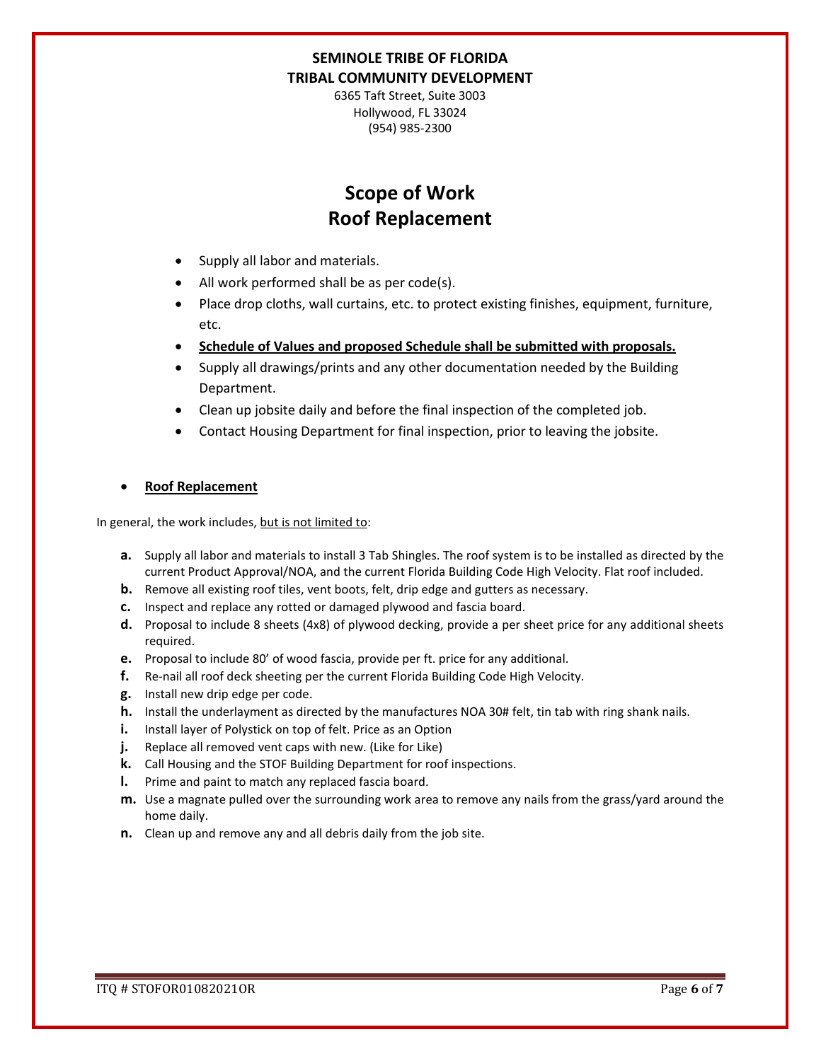**SEMINOLE TRIBE OF FLORIDA**
**TRIBAL COMMUNITY DEVELOPMENT**

6365 Taft Street, Suite 3003
Hollywood, FL 33024
(954) 985-2300

# Scope of Work
# Roof Replacement

- Supply all labor and materials.
- All work performed shall be as per code(s).
- Place drop cloths, wall curtains, etc. to protect existing finishes, equipment, furniture, etc.
- **<u>Schedule of Values and proposed Schedule shall be submitted with proposals.</u>**
- Supply all drawings/prints and any other documentation needed by the Building Department.
- Clean up jobsite daily and before the final inspection of the completed job.
- Contact Housing Department for final inspection, prior to leaving the jobsite.

- **<u>Roof Replacement</u>**

In general, the work includes, <u>but is not limited to</u>:

**a.** Supply all labor and materials to install 3 Tab Shingles. The roof system is to be installed as directed by the current Product Approval/NOA, and the current Florida Building Code High Velocity. Flat roof included.
**b.** Remove all existing roof tiles, vent boots, felt, drip edge and gutters as necessary.
**c.** Inspect and replace any rotted or damaged plywood and fascia board.
**d.** Proposal to include 8 sheets (4x8) of plywood decking, provide a per sheet price for any additional sheets required.
**e.** Proposal to include 80' of wood fascia, provide per ft. price for any additional.
**f.** Re-nail all roof deck sheeting per the current Florida Building Code High Velocity.
**g.** Install new drip edge per code.
**h.** Install the underlayment as directed by the manufactures NOA 30# felt, tin tab with ring shank nails.
**i.** Install layer of Polystick on top of felt. Price as an Option
**j.** Replace all removed vent caps with new. (Like for Like)
**k.** Call Housing and the STOF Building Department for roof inspections.
**l.** Prime and paint to match any replaced fascia board.
**m.** Use a magnate pulled over the surrounding work area to remove any nails from the grass/yard around the home daily.
**n.** Clean up and remove any and all debris daily from the job site.

ITQ # STOFOR01082021OR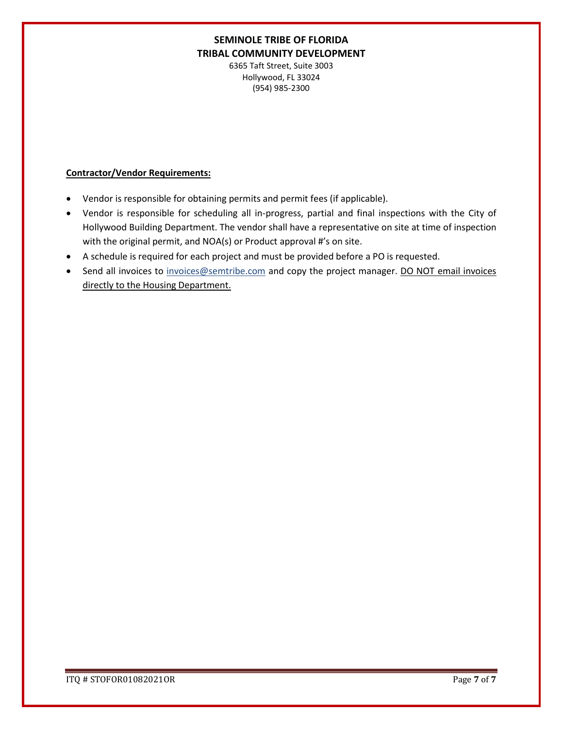**SEMINOLE TRIBE OF FLORIDA**
**TRIBAL COMMUNITY DEVELOPMENT**
6365 Taft Street, Suite 3003
Hollywood, FL 33024
(954) 985-2300

**Contractor/Vendor Requirements:**

- Vendor is responsible for obtaining permits and permit fees (if applicable).
- Vendor is responsible for scheduling all in-progress, partial and final inspections with the City of Hollywood Building Department. The vendor shall have a representative on site at time of inspection with the original permit, and NOA(s) or Product approval #'s on site.
- A schedule is required for each project and must be provided before a PO is requested.
- Send all invoices to invoices@semtribe.com and copy the project manager. DO NOT email invoices directly to the Housing Department.